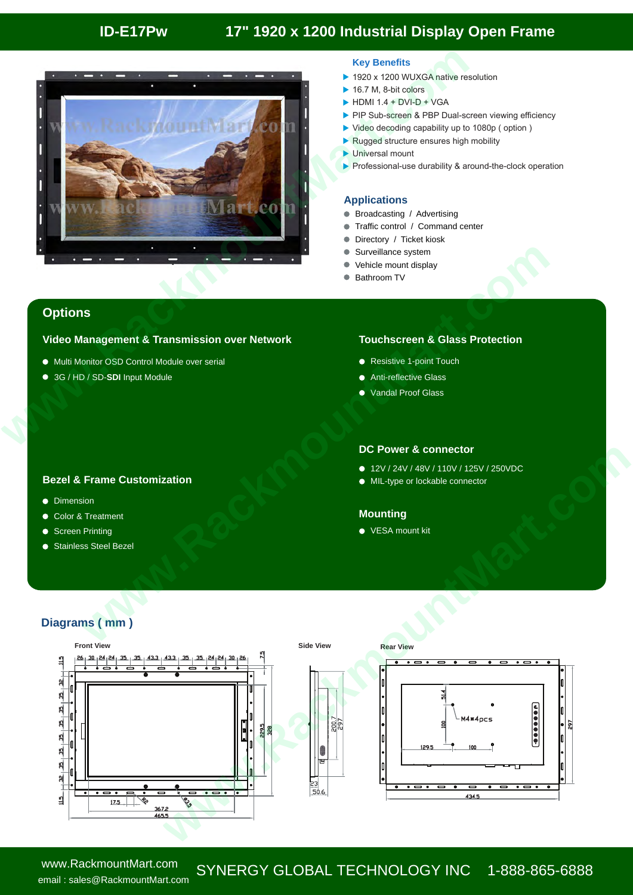# ID-E17Pw — 17" 1920 x 1200 Industrial Display Open Frame

## Key Benefits

- 1920 x 1200 WUXGA native resolution
- 16.7 M, 8-bit colors
- HDMI 1.4 + DVI-D + VGA
- PIP Sub-screen & PBP Dual-screen viewing efficiency
- Video decoding capability up to 1080p ( option )
- Rugged structure ensures high mobility
- Universal mount
- Professional-use durability & around-the-clock operation

## Applications

- Broadcasting / Advertising
- Traffic control / Command center
- Directory / Ticket kiosk
- Surveillance system
- Vehicle mount display
- Bathroom TV

## Options

### Video Management & Transmission over Network

- Multi Monitor OSD Control Module over serial
- 3G / HD / SD-**SDI** Input Module

### Bezel & Frame Customization

- Dimension
- Color & Treatment
- Screen Printing
- Stainless Steel Bezel

### Touchscreen & Glass Protection

- Resistive 1-point Touch
- Anti-reflective Glass
- Vandal Proof Glass

### DC Power & connector

- 12V / 24V / 48V / 110V / 125V / 250VDC
- MIL-type or lockable connector

### Mounting

- VESA mount kit

## Diagrams ( mm )

Front View

Side View

Rear View

www.RackmountMart.com
email : sales@RackmountMart.com

SYNERGY GLOBAL TECHNOLOGY INC 1-888-865-6888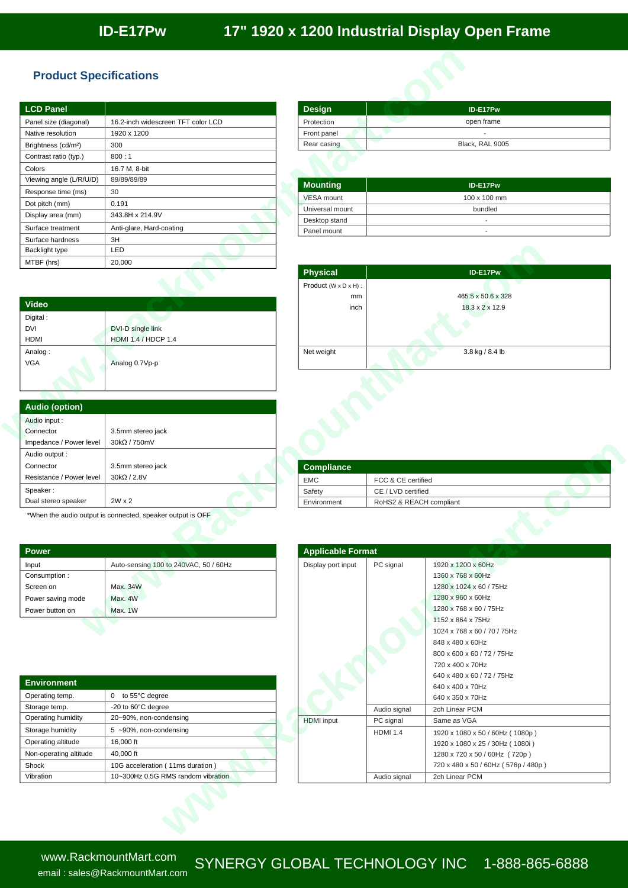# ID-E17Pw 17" 1920 x 1200 Industrial Display Open Frame

## Product Specifications

| LCD Panel | |
|---|---|
| Panel size (diagonal) | 16.2-inch widescreen TFT color LCD |
| Native resolution | 1920 x 1200 |
| Brightness (cd/m²) | 300 |
| Contrast ratio (typ.) | 800 : 1 |
| Colors | 16.7 M, 8-bit |
| Viewing angle (L/R/U/D) | 89/89/89/89 |
| Response time (ms) | 30 |
| Dot pitch (mm) | 0.191 |
| Display area (mm) | 343.8H x 214.9V |
| Surface treatment | Anti-glare, Hard-coating |
| Surface hardness | 3H |
| Backlight type | LED |
| MTBF (hrs) | 20,000 |

| Video | |
|---|---|
| Digital : | |
| DVI | DVI-D single link |
| HDMI | HDMI 1.4 / HDCP 1.4 |
| Analog : | |
| VGA | Analog 0.7Vp-p |

| Audio (option) | |
|---|---|
| Audio input : | |
| Connector | 3.5mm stereo jack |
| Impedance / Power level | 30kΩ / 750mV |
| Audio output : | |
| Connector | 3.5mm stereo jack |
| Resistance / Power level | 30kΩ / 2.8V |
| Speaker : | |
| Dual stereo speaker | 2W x 2 |

*When the audio output is connected, speaker output is OFF

| Power | |
|---|---|
| Input | Auto-sensing 100 to 240VAC, 50 / 60Hz |
| Consumption : | |
| Screen on | Max. 34W |
| Power saving mode | Max. 4W |
| Power button on | Max. 1W |

| Environment | |
|---|---|
| Operating temp. | 0 to 55°C degree |
| Storage temp. | -20 to 60°C degree |
| Operating humidity | 20~90%, non-condensing |
| Storage humidity | 5 ~90%, non-condensing |
| Operating altitude | 16,000 ft |
| Non-operating altitude | 40,000 ft |
| Shock | 10G acceleration ( 11ms duration ) |
| Vibration | 10~300Hz 0.5G RMS random vibration |

| Design | ID-E17Pw |
|---|---|
| Protection | open frame |
| Front panel | - |
| Rear casing | Black, RAL 9005 |

| Mounting | ID-E17Pw |
|---|---|
| VESA mount | 100 x 100 mm |
| Universal mount | bundled |
| Desktop stand | - |
| Panel mount | - |

| Physical | ID-E17Pw |
|---|---|
| Product (W x D x H) : | |
| mm | 465.5 x 50.6 x 328 |
| inch | 18.3 x 2 x 12.9 |
| Net weight | 3.8 kg / 8.4 lb |

| Compliance | |
|---|---|
| EMC | FCC & CE certified |
| Safety | CE / LVD certified |
| Environment | RoHS2 & REACH compliant |

| Applicable Format | | |
|---|---|---|
| Display port input | PC signal | 1920 x 1200 x 60Hz |
| | | 1360 x 768 x 60Hz |
| | | 1280 x 1024 x 60 / 75Hz |
| | | 1280 x 960 x 60Hz |
| | | 1280 x 768 x 60 / 75Hz |
| | | 1152 x 864 x 75Hz |
| | | 1024 x 768 x 60 / 70 / 75Hz |
| | | 848 x 480 x 60Hz |
| | | 800 x 600 x 60 / 72 / 75Hz |
| | | 720 x 400 x 70Hz |
| | | 640 x 480 x 60 / 72 / 75Hz |
| | | 640 x 400 x 70Hz |
| | | 640 x 350 x 70Hz |
| | Audio signal | 2ch Linear PCM |
| HDMI input | PC signal | Same as VGA |
| | HDMI 1.4 | 1920 x 1080 x 50 / 60Hz ( 1080p ) |
| | | 1920 x 1080 x 25 / 30Hz ( 1080i ) |
| | | 1280 x 720 x 50 / 60Hz ( 720p ) |
| | | 720 x 480 x 50 / 60Hz ( 576p / 480p ) |
| | Audio signal | 2ch Linear PCM |

www.RackmountMart.com
email : sales@RackmountMart.com
SYNERGY GLOBAL TECHNOLOGY INC 1-888-865-6888